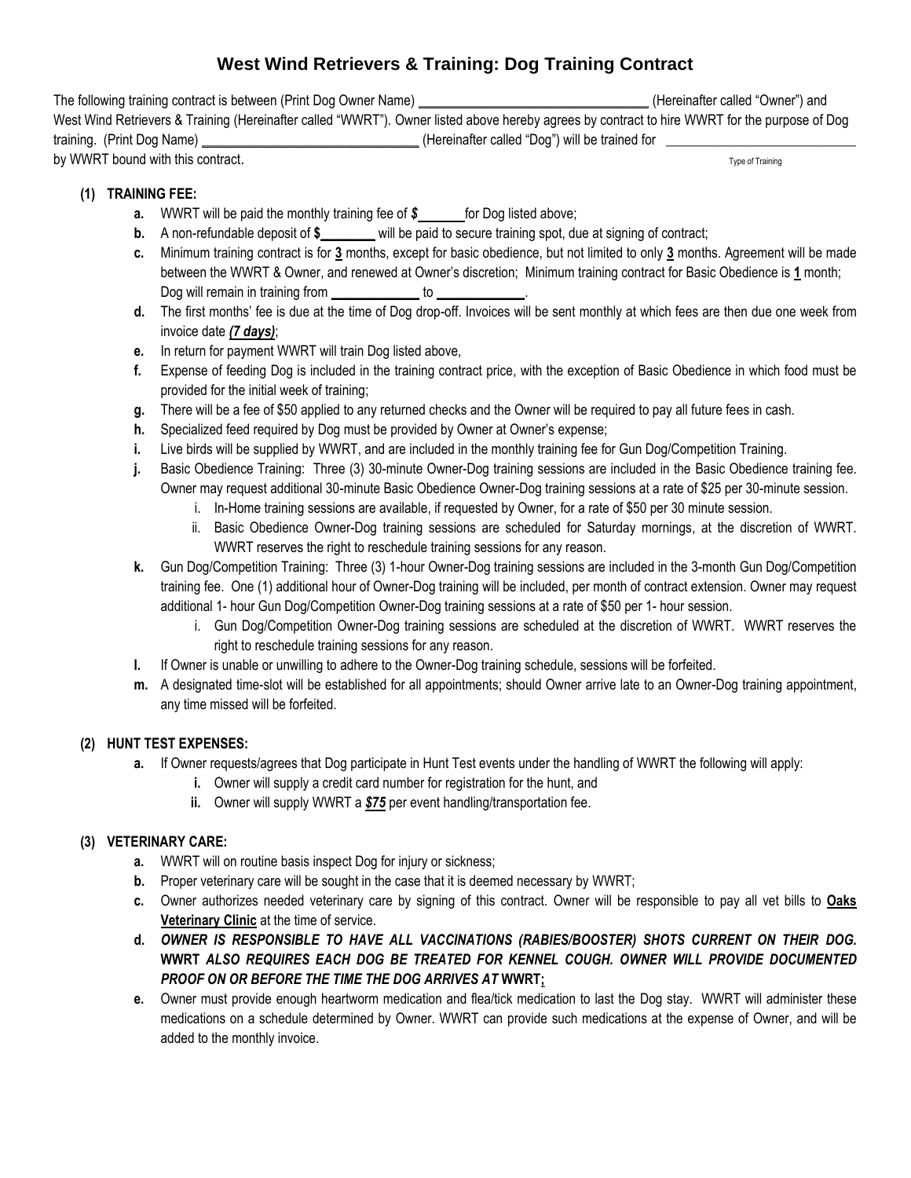# West Wind Retrievers & Training: Dog Training Contract

The following training contract is between (Print Dog Owner Name) \_\_\_\_\_\_\_\_\_\_\_\_\_\_\_\_\_\_\_\_\_\_\_\_\_\_\_\_\_\_ (Hereinafter called "Owner") and West Wind Retrievers & Training (Hereinafter called "WWRT"). Owner listed above hereby agrees by contract to hire WWRT for the purpose of Dog training. (Print Dog Name) \_\_\_\_\_\_\_\_\_\_\_\_\_\_\_\_\_\_\_\_\_\_\_\_\_\_\_\_\_\_ (Hereinafter called "Dog") will be trained for \_\_\_\_\_\_\_\_\_\_\_\_\_\_\_\_\_\_\_\_\_\_\_\_\_\_\_\_ by WWRT bound with this contract.

Type of Training

**(1) TRAINING FEE:**

- **a.** WWRT will be paid the monthly training fee of ***$*** \_\_\_\_\_\_ for Dog listed above;
- **b.** A non-refundable deposit of **$**\_\_\_\_\_\_\_\_ will be paid to secure training spot, due at signing of contract;
- **c.** Minimum training contract is for **3** months, except for basic obedience, but not limited to only **3** months. Agreement will be made between the WWRT & Owner, and renewed at Owner's discretion; Minimum training contract for Basic Obedience is **1** month; Dog will remain in training from \_\_\_\_\_\_\_\_\_\_\_\_ to \_\_\_\_\_\_\_\_\_\_\_\_.
- **d.** The first months' fee is due at the time of Dog drop-off. Invoices will be sent monthly at which fees are then due one week from invoice date ***(7 days)***;
- **e.** In return for payment WWRT will train Dog listed above,
- **f.** Expense of feeding Dog is included in the training contract price, with the exception of Basic Obedience in which food must be provided for the initial week of training;
- **g.** There will be a fee of $50 applied to any returned checks and the Owner will be required to pay all future fees in cash.
- **h.** Specialized feed required by Dog must be provided by Owner at Owner's expense;
- **i.** Live birds will be supplied by WWRT, and are included in the monthly training fee for Gun Dog/Competition Training.
- **j.** Basic Obedience Training: Three (3) 30-minute Owner-Dog training sessions are included in the Basic Obedience training fee. Owner may request additional 30-minute Basic Obedience Owner-Dog training sessions at a rate of $25 per 30-minute session.
  - i. In-Home training sessions are available, if requested by Owner, for a rate of $50 per 30 minute session.
  - ii. Basic Obedience Owner-Dog training sessions are scheduled for Saturday mornings, at the discretion of WWRT. WWRT reserves the right to reschedule training sessions for any reason.
- **k.** Gun Dog/Competition Training: Three (3) 1-hour Owner-Dog training sessions are included in the 3-month Gun Dog/Competition training fee. One (1) additional hour of Owner-Dog training will be included, per month of contract extension. Owner may request additional 1- hour Gun Dog/Competition Owner-Dog training sessions at a rate of $50 per 1- hour session.
  - i. Gun Dog/Competition Owner-Dog training sessions are scheduled at the discretion of WWRT. WWRT reserves the right to reschedule training sessions for any reason.
- **l.** If Owner is unable or unwilling to adhere to the Owner-Dog training schedule, sessions will be forfeited.
- **m.** A designated time-slot will be established for all appointments; should Owner arrive late to an Owner-Dog training appointment, any time missed will be forfeited.

**(2) HUNT TEST EXPENSES:**

- **a.** If Owner requests/agrees that Dog participate in Hunt Test events under the handling of WWRT the following will apply:
  - **i.** Owner will supply a credit card number for registration for the hunt, and
  - **ii.** Owner will supply WWRT a ***$75*** per event handling/transportation fee.

**(3) VETERINARY CARE:**

- **a.** WWRT will on routine basis inspect Dog for injury or sickness;
- **b.** Proper veterinary care will be sought in the case that it is deemed necessary by WWRT;
- **c.** Owner authorizes needed veterinary care by signing of this contract. Owner will be responsible to pay all vet bills to **Oaks Veterinary Clinic** at the time of service.
- **d.** ***OWNER IS RESPONSIBLE TO HAVE ALL VACCINATIONS (RABIES/BOOSTER) SHOTS CURRENT ON THEIR DOG.*** **WWRT** ***ALSO REQUIRES EACH DOG BE TREATED FOR KENNEL COUGH. OWNER WILL PROVIDE DOCUMENTED PROOF ON OR BEFORE THE TIME THE DOG ARRIVES AT*** **WWRT;**
- **e.** Owner must provide enough heartworm medication and flea/tick medication to last the Dog stay. WWRT will administer these medications on a schedule determined by Owner. WWRT can provide such medications at the expense of Owner, and will be added to the monthly invoice.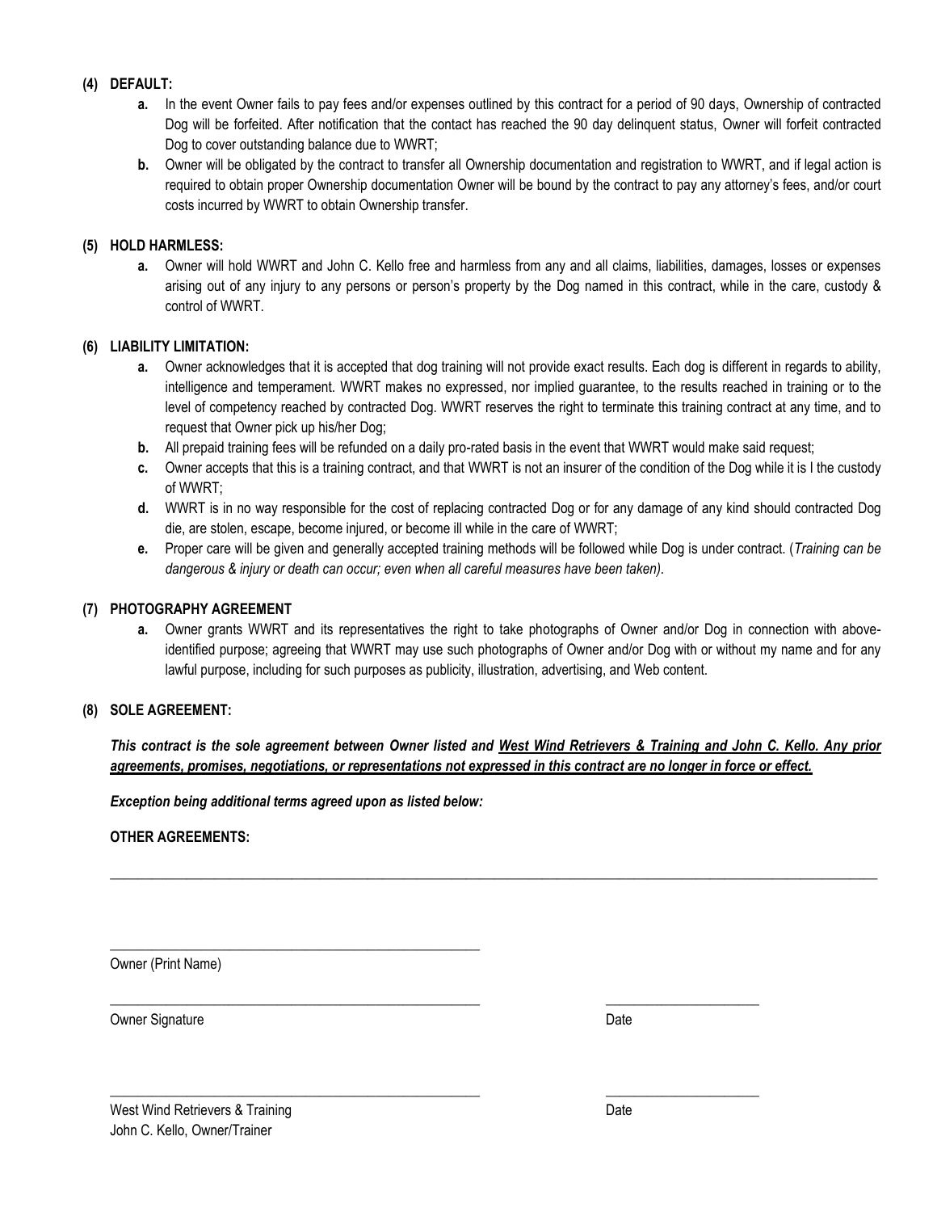**(4) DEFAULT:**

- **a.** In the event Owner fails to pay fees and/or expenses outlined by this contract for a period of 90 days, Ownership of contracted Dog will be forfeited. After notification that the contact has reached the 90 day delinquent status, Owner will forfeit contracted Dog to cover outstanding balance due to WWRT;
- **b.** Owner will be obligated by the contract to transfer all Ownership documentation and registration to WWRT, and if legal action is required to obtain proper Ownership documentation Owner will be bound by the contract to pay any attorney's fees, and/or court costs incurred by WWRT to obtain Ownership transfer.

**(5) HOLD HARMLESS:**

- **a.** Owner will hold WWRT and John C. Kello free and harmless from any and all claims, liabilities, damages, losses or expenses arising out of any injury to any persons or person's property by the Dog named in this contract, while in the care, custody & control of WWRT.

**(6) LIABILITY LIMITATION:**

- **a.** Owner acknowledges that it is accepted that dog training will not provide exact results. Each dog is different in regards to ability, intelligence and temperament. WWRT makes no expressed, nor implied guarantee, to the results reached in training or to the level of competency reached by contracted Dog. WWRT reserves the right to terminate this training contract at any time, and to request that Owner pick up his/her Dog;
- **b.** All prepaid training fees will be refunded on a daily pro-rated basis in the event that WWRT would make said request;
- **c.** Owner accepts that this is a training contract, and that WWRT is not an insurer of the condition of the Dog while it is I the custody of WWRT;
- **d.** WWRT is in no way responsible for the cost of replacing contracted Dog or for any damage of any kind should contracted Dog die, are stolen, escape, become injured, or become ill while in the care of WWRT;
- **e.** Proper care will be given and generally accepted training methods will be followed while Dog is under contract. (*Training can be dangerous & injury or death can occur; even when all careful measures have been taken).*

**(7) PHOTOGRAPHY AGREEMENT**

- **a.** Owner grants WWRT and its representatives the right to take photographs of Owner and/or Dog in connection with above-identified purpose; agreeing that WWRT may use such photographs of Owner and/or Dog with or without my name and for any lawful purpose, including for such purposes as publicity, illustration, advertising, and Web content.

**(8) SOLE AGREEMENT:**

***This contract is the sole agreement between Owner listed and <u>West Wind Retrievers & Training and John C. Kello. Any prior agreements, promises, negotiations, or representations not expressed in this contract are no longer in force or effect.</u>***

***Exception being additional terms agreed upon as listed below:***

**OTHER AGREEMENTS:**

_______________________________________________________________________________________________

_______________________________________________
Owner (Print Name)

_______________________________________________ ____________________
Owner Signature Date

_______________________________________________ ____________________
West Wind Retrievers & Training Date
John C. Kello, Owner/Trainer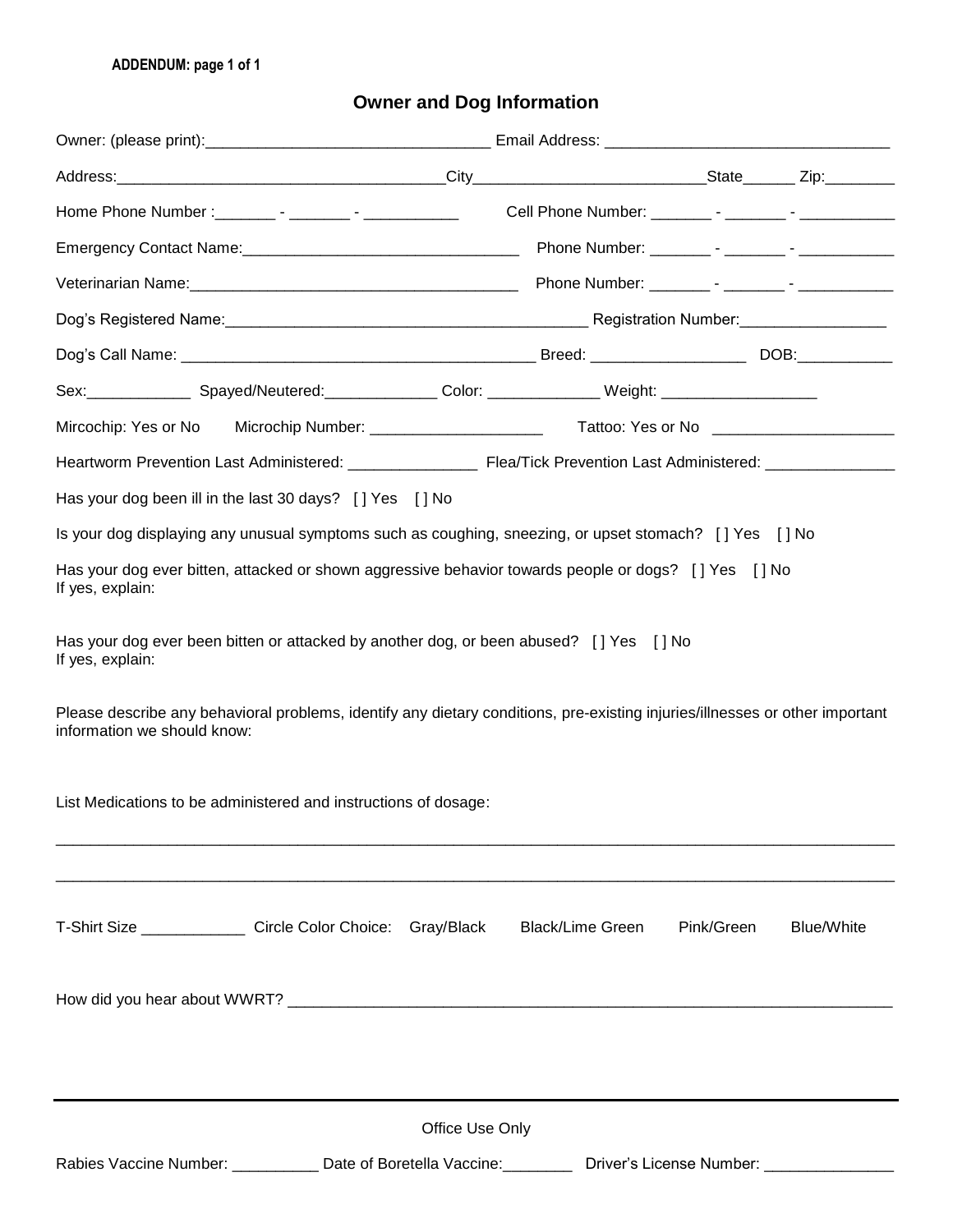**ADDENDUM: page 1 of 1**

## Owner and Dog Information

Owner: (please print):_________________________________ Email Address: _________________________________

Address:______________________________________City__________________________State______ Zip:________

Home Phone Number :_______ - _______ - ___________ Cell Phone Number: _______ - _______ - ___________

Emergency Contact Name:________________________________ Phone Number: _______ - _______ - ___________

Veterinarian Name:______________________________________ Phone Number: _______ - _______ - ___________

Dog's Registered Name:__________________________________________ Registration Number:_________________

Dog's Call Name: _________________________________________ Breed: _________________ DOB:___________

Sex:____________ Spayed/Neutered:_____________ Color: _____________ Weight: __________________

Mircochip: Yes or No Microchip Number: ____________________ Tattoo: Yes or No _____________________

Heartworm Prevention Last Administered: _______________ Flea/Tick Prevention Last Administered: _______________

Has your dog been ill in the last 30 days? [ ] Yes [ ] No

Is your dog displaying any unusual symptoms such as coughing, sneezing, or upset stomach? [ ] Yes [ ] No

Has your dog ever bitten, attacked or shown aggressive behavior towards people or dogs? [ ] Yes [ ] No
If yes, explain:

Has your dog ever been bitten or attacked by another dog, or been abused? [ ] Yes [ ] No
If yes, explain:

Please describe any behavioral problems, identify any dietary conditions, pre-existing injuries/illnesses or other important information we should know:

List Medications to be administered and instructions of dosage:

_____________________________________________________________________________________________

_____________________________________________________________________________________________

T-Shirt Size ____________ Circle Color Choice: Gray/Black Black/Lime Green Pink/Green Blue/White

How did you hear about WWRT? ___________________________________________________________________________

---

Office Use Only

Rabies Vaccine Number: __________ Date of Boretella Vaccine:________ Driver's License Number: _______________